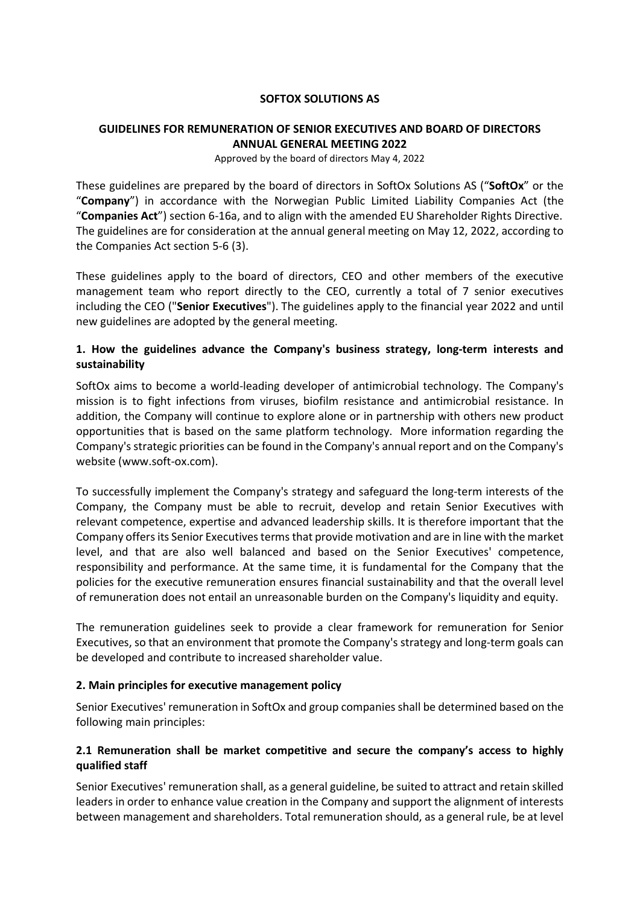**SOFTOX SOLUTIONS AS**

**GUIDELINES FOR REMUNERATION OF SENIOR EXECUTIVES AND BOARD OF DIRECTORS ANNUAL GENERAL MEETING 2022**

Approved by the board of directors May 4, 2022

These guidelines are prepared by the board of directors in SoftOx Solutions AS ("**SoftOx**" or the "**Company**") in accordance with the Norwegian Public Limited Liability Companies Act (the "**Companies Act**") section 6-16a, and to align with the amended EU Shareholder Rights Directive. The guidelines are for consideration at the annual general meeting on May 12, 2022, according to the Companies Act section 5-6 (3).

These guidelines apply to the board of directors, CEO and other members of the executive management team who report directly to the CEO, currently a total of 7 senior executives including the CEO ("**Senior Executives**"). The guidelines apply to the financial year 2022 and until new guidelines are adopted by the general meeting.

## 1. How the guidelines advance the Company's business strategy, long-term interests and sustainability

SoftOx aims to become a world-leading developer of antimicrobial technology. The Company's mission is to fight infections from viruses, biofilm resistance and antimicrobial resistance. In addition, the Company will continue to explore alone or in partnership with others new product opportunities that is based on the same platform technology. More information regarding the Company's strategic priorities can be found in the Company's annual report and on the Company's website (www.soft-ox.com).

To successfully implement the Company's strategy and safeguard the long-term interests of the Company, the Company must be able to recruit, develop and retain Senior Executives with relevant competence, expertise and advanced leadership skills. It is therefore important that the Company offers its Senior Executives terms that provide motivation and are in line with the market level, and that are also well balanced and based on the Senior Executives' competence, responsibility and performance. At the same time, it is fundamental for the Company that the policies for the executive remuneration ensures financial sustainability and that the overall level of remuneration does not entail an unreasonable burden on the Company's liquidity and equity.

The remuneration guidelines seek to provide a clear framework for remuneration for Senior Executives, so that an environment that promote the Company's strategy and long-term goals can be developed and contribute to increased shareholder value.

## 2. Main principles for executive management policy

Senior Executives' remuneration in SoftOx and group companies shall be determined based on the following main principles:

### 2.1 Remuneration shall be market competitive and secure the company's access to highly qualified staff

Senior Executives' remuneration shall, as a general guideline, be suited to attract and retain skilled leaders in order to enhance value creation in the Company and support the alignment of interests between management and shareholders. Total remuneration should, as a general rule, be at level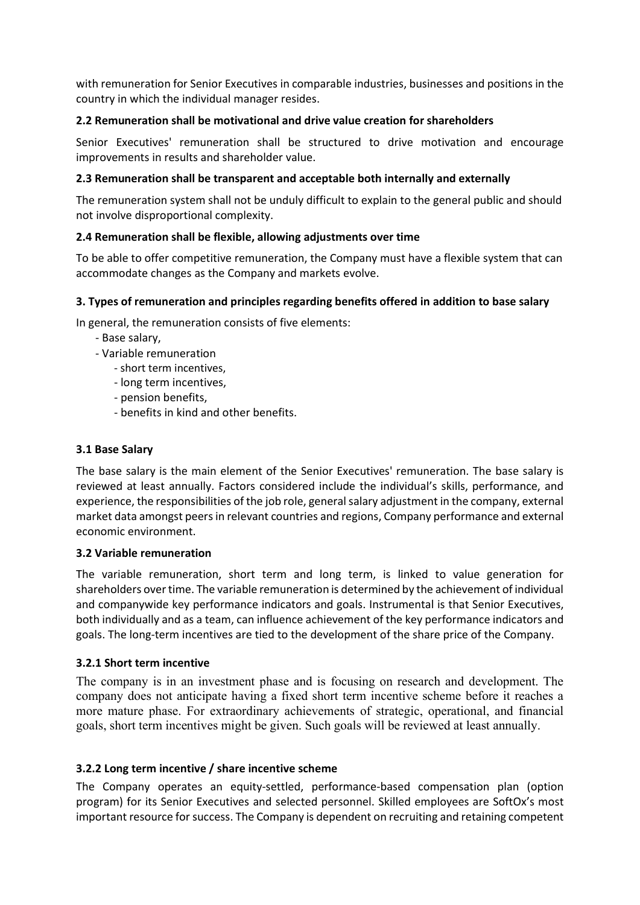with remuneration for Senior Executives in comparable industries, businesses and positions in the country in which the individual manager resides.

### 2.2 Remuneration shall be motivational and drive value creation for shareholders

Senior Executives' remuneration shall be structured to drive motivation and encourage improvements in results and shareholder value.

### 2.3 Remuneration shall be transparent and acceptable both internally and externally

The remuneration system shall not be unduly difficult to explain to the general public and should not involve disproportional complexity.

### 2.4 Remuneration shall be flexible, allowing adjustments over time

To be able to offer competitive remuneration, the Company must have a flexible system that can accommodate changes as the Company and markets evolve.

## 3. Types of remuneration and principles regarding benefits offered in addition to base salary

In general, the remuneration consists of five elements:

- Base salary,
- Variable remuneration
  - short term incentives,
  - long term incentives,
  - pension benefits,
  - benefits in kind and other benefits.

### 3.1 Base Salary

The base salary is the main element of the Senior Executives' remuneration. The base salary is reviewed at least annually. Factors considered include the individual's skills, performance, and experience, the responsibilities of the job role, general salary adjustment in the company, external market data amongst peers in relevant countries and regions, Company performance and external economic environment.

### 3.2 Variable remuneration

The variable remuneration, short term and long term, is linked to value generation for shareholders over time. The variable remuneration is determined by the achievement of individual and companywide key performance indicators and goals. Instrumental is that Senior Executives, both individually and as a team, can influence achievement of the key performance indicators and goals. The long-term incentives are tied to the development of the share price of the Company.

#### 3.2.1 Short term incentive

The company is in an investment phase and is focusing on research and development. The company does not anticipate having a fixed short term incentive scheme before it reaches a more mature phase. For extraordinary achievements of strategic, operational, and financial goals, short term incentives might be given. Such goals will be reviewed at least annually.

#### 3.2.2 Long term incentive / share incentive scheme

The Company operates an equity-settled, performance-based compensation plan (option program) for its Senior Executives and selected personnel. Skilled employees are SoftOx's most important resource for success. The Company is dependent on recruiting and retaining competent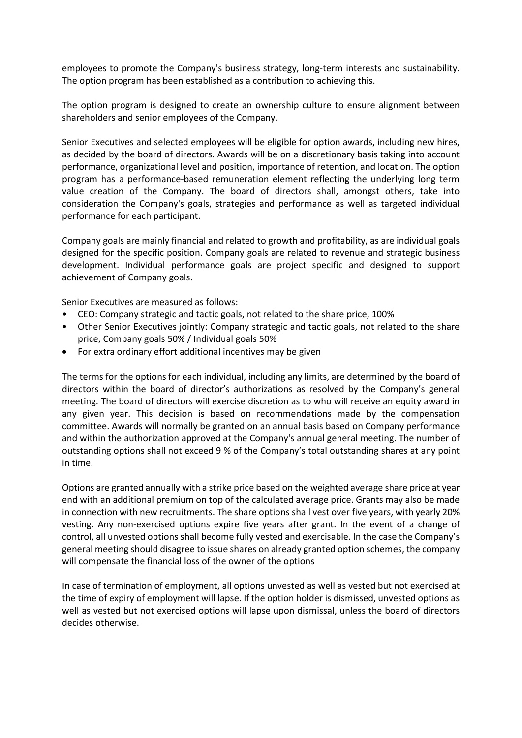employees to promote the Company's business strategy, long-term interests and sustainability. The option program has been established as a contribution to achieving this.

The option program is designed to create an ownership culture to ensure alignment between shareholders and senior employees of the Company.

Senior Executives and selected employees will be eligible for option awards, including new hires, as decided by the board of directors. Awards will be on a discretionary basis taking into account performance, organizational level and position, importance of retention, and location. The option program has a performance-based remuneration element reflecting the underlying long term value creation of the Company. The board of directors shall, amongst others, take into consideration the Company's goals, strategies and performance as well as targeted individual performance for each participant.

Company goals are mainly financial and related to growth and profitability, as are individual goals designed for the specific position. Company goals are related to revenue and strategic business development. Individual performance goals are project specific and designed to support achievement of Company goals.

Senior Executives are measured as follows:

- CEO: Company strategic and tactic goals, not related to the share price, 100%
- Other Senior Executives jointly: Company strategic and tactic goals, not related to the share price, Company goals 50% / Individual goals 50%
- For extra ordinary effort additional incentives may be given

The terms for the options for each individual, including any limits, are determined by the board of directors within the board of director's authorizations as resolved by the Company's general meeting. The board of directors will exercise discretion as to who will receive an equity award in any given year. This decision is based on recommendations made by the compensation committee. Awards will normally be granted on an annual basis based on Company performance and within the authorization approved at the Company's annual general meeting. The number of outstanding options shall not exceed 9 % of the Company's total outstanding shares at any point in time.

Options are granted annually with a strike price based on the weighted average share price at year end with an additional premium on top of the calculated average price. Grants may also be made in connection with new recruitments. The share options shall vest over five years, with yearly 20% vesting. Any non-exercised options expire five years after grant. In the event of a change of control, all unvested options shall become fully vested and exercisable. In the case the Company's general meeting should disagree to issue shares on already granted option schemes, the company will compensate the financial loss of the owner of the options

In case of termination of employment, all options unvested as well as vested but not exercised at the time of expiry of employment will lapse. If the option holder is dismissed, unvested options as well as vested but not exercised options will lapse upon dismissal, unless the board of directors decides otherwise.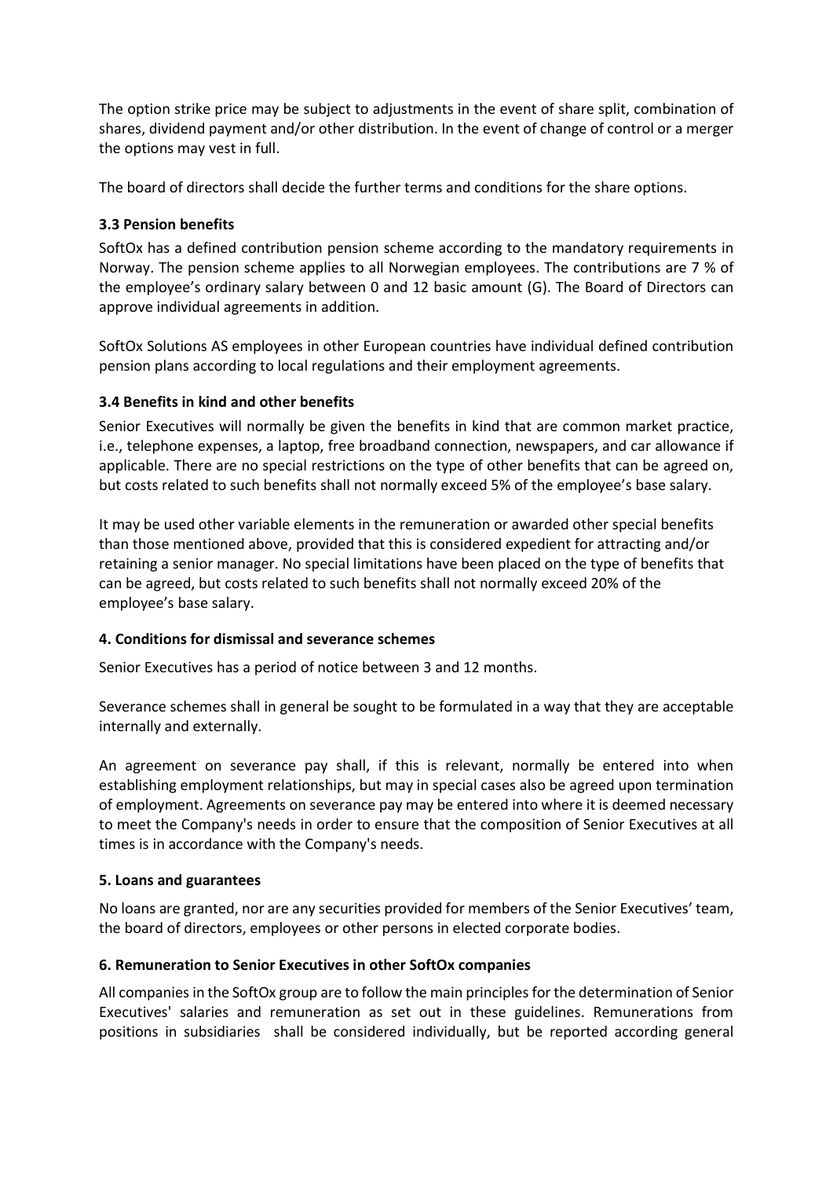The option strike price may be subject to adjustments in the event of share split, combination of shares, dividend payment and/or other distribution. In the event of change of control or a merger the options may vest in full.

The board of directors shall decide the further terms and conditions for the share options.

### 3.3 Pension benefits

SoftOx has a defined contribution pension scheme according to the mandatory requirements in Norway. The pension scheme applies to all Norwegian employees. The contributions are 7 % of the employee's ordinary salary between 0 and 12 basic amount (G). The Board of Directors can approve individual agreements in addition.

SoftOx Solutions AS employees in other European countries have individual defined contribution pension plans according to local regulations and their employment agreements.

### 3.4 Benefits in kind and other benefits

Senior Executives will normally be given the benefits in kind that are common market practice, i.e., telephone expenses, a laptop, free broadband connection, newspapers, and car allowance if applicable. There are no special restrictions on the type of other benefits that can be agreed on, but costs related to such benefits shall not normally exceed 5% of the employee's base salary.

It may be used other variable elements in the remuneration or awarded other special benefits than those mentioned above, provided that this is considered expedient for attracting and/or retaining a senior manager. No special limitations have been placed on the type of benefits that can be agreed, but costs related to such benefits shall not normally exceed 20% of the employee's base salary.

## 4. Conditions for dismissal and severance schemes

Senior Executives has a period of notice between 3 and 12 months.

Severance schemes shall in general be sought to be formulated in a way that they are acceptable internally and externally.

An agreement on severance pay shall, if this is relevant, normally be entered into when establishing employment relationships, but may in special cases also be agreed upon termination of employment. Agreements on severance pay may be entered into where it is deemed necessary to meet the Company's needs in order to ensure that the composition of Senior Executives at all times is in accordance with the Company's needs.

## 5. Loans and guarantees

No loans are granted, nor are any securities provided for members of the Senior Executives' team, the board of directors, employees or other persons in elected corporate bodies.

## 6. Remuneration to Senior Executives in other SoftOx companies

All companies in the SoftOx group are to follow the main principles for the determination of Senior Executives' salaries and remuneration as set out in these guidelines. Remunerations from positions in subsidiaries shall be considered individually, but be reported according general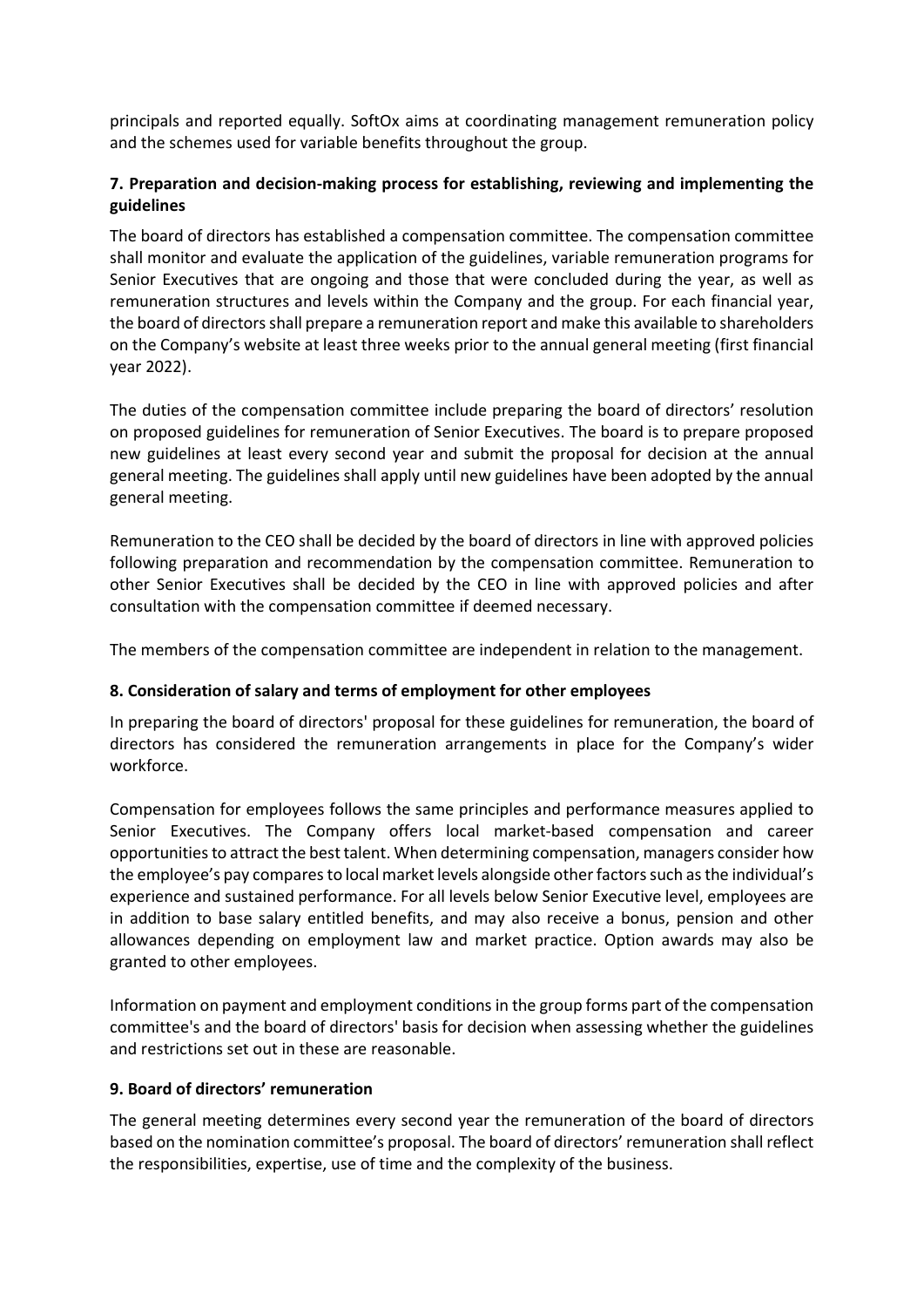principals and reported equally. SoftOx aims at coordinating management remuneration policy and the schemes used for variable benefits throughout the group.

### 7. Preparation and decision-making process for establishing, reviewing and implementing the guidelines

The board of directors has established a compensation committee. The compensation committee shall monitor and evaluate the application of the guidelines, variable remuneration programs for Senior Executives that are ongoing and those that were concluded during the year, as well as remuneration structures and levels within the Company and the group. For each financial year, the board of directors shall prepare a remuneration report and make this available to shareholders on the Company's website at least three weeks prior to the annual general meeting (first financial year 2022).

The duties of the compensation committee include preparing the board of directors' resolution on proposed guidelines for remuneration of Senior Executives. The board is to prepare proposed new guidelines at least every second year and submit the proposal for decision at the annual general meeting. The guidelines shall apply until new guidelines have been adopted by the annual general meeting.

Remuneration to the CEO shall be decided by the board of directors in line with approved policies following preparation and recommendation by the compensation committee. Remuneration to other Senior Executives shall be decided by the CEO in line with approved policies and after consultation with the compensation committee if deemed necessary.

The members of the compensation committee are independent in relation to the management.

### 8. Consideration of salary and terms of employment for other employees

In preparing the board of directors' proposal for these guidelines for remuneration, the board of directors has considered the remuneration arrangements in place for the Company's wider workforce.

Compensation for employees follows the same principles and performance measures applied to Senior Executives. The Company offers local market-based compensation and career opportunities to attract the best talent. When determining compensation, managers consider how the employee's pay compares to local market levels alongside other factors such as the individual's experience and sustained performance. For all levels below Senior Executive level, employees are in addition to base salary entitled benefits, and may also receive a bonus, pension and other allowances depending on employment law and market practice. Option awards may also be granted to other employees.

Information on payment and employment conditions in the group forms part of the compensation committee's and the board of directors' basis for decision when assessing whether the guidelines and restrictions set out in these are reasonable.

### 9. Board of directors' remuneration

The general meeting determines every second year the remuneration of the board of directors based on the nomination committee's proposal. The board of directors' remuneration shall reflect the responsibilities, expertise, use of time and the complexity of the business.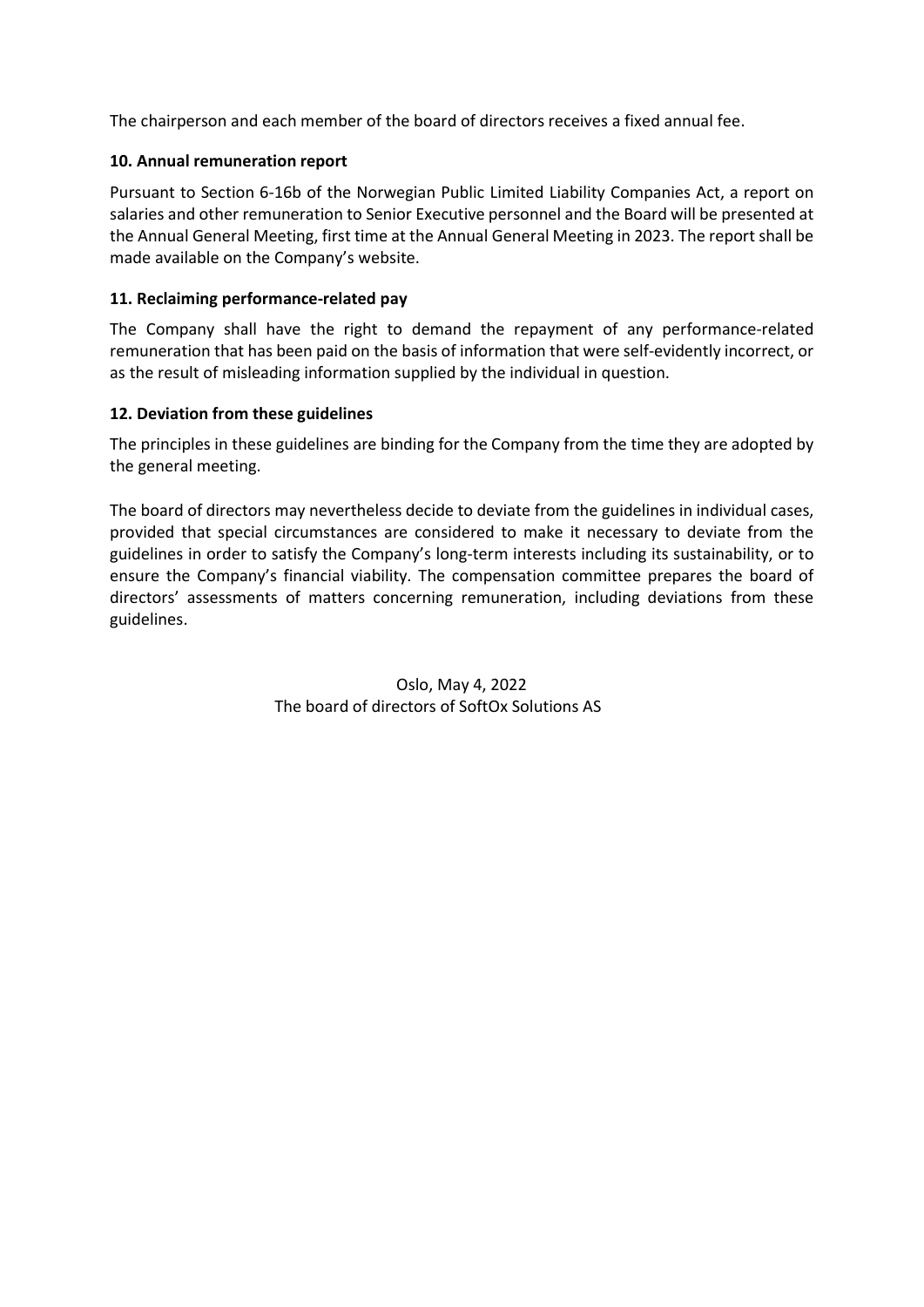The chairperson and each member of the board of directors receives a fixed annual fee.

### 10. Annual remuneration report

Pursuant to Section 6-16b of the Norwegian Public Limited Liability Companies Act, a report on salaries and other remuneration to Senior Executive personnel and the Board will be presented at the Annual General Meeting, first time at the Annual General Meeting in 2023. The report shall be made available on the Company's website.

### 11. Reclaiming performance-related pay

The Company shall have the right to demand the repayment of any performance-related remuneration that has been paid on the basis of information that were self-evidently incorrect, or as the result of misleading information supplied by the individual in question.

### 12. Deviation from these guidelines

The principles in these guidelines are binding for the Company from the time they are adopted by the general meeting.

The board of directors may nevertheless decide to deviate from the guidelines in individual cases, provided that special circumstances are considered to make it necessary to deviate from the guidelines in order to satisfy the Company's long-term interests including its sustainability, or to ensure the Company's financial viability. The compensation committee prepares the board of directors' assessments of matters concerning remuneration, including deviations from these guidelines.

Oslo, May 4, 2022
The board of directors of SoftOx Solutions AS